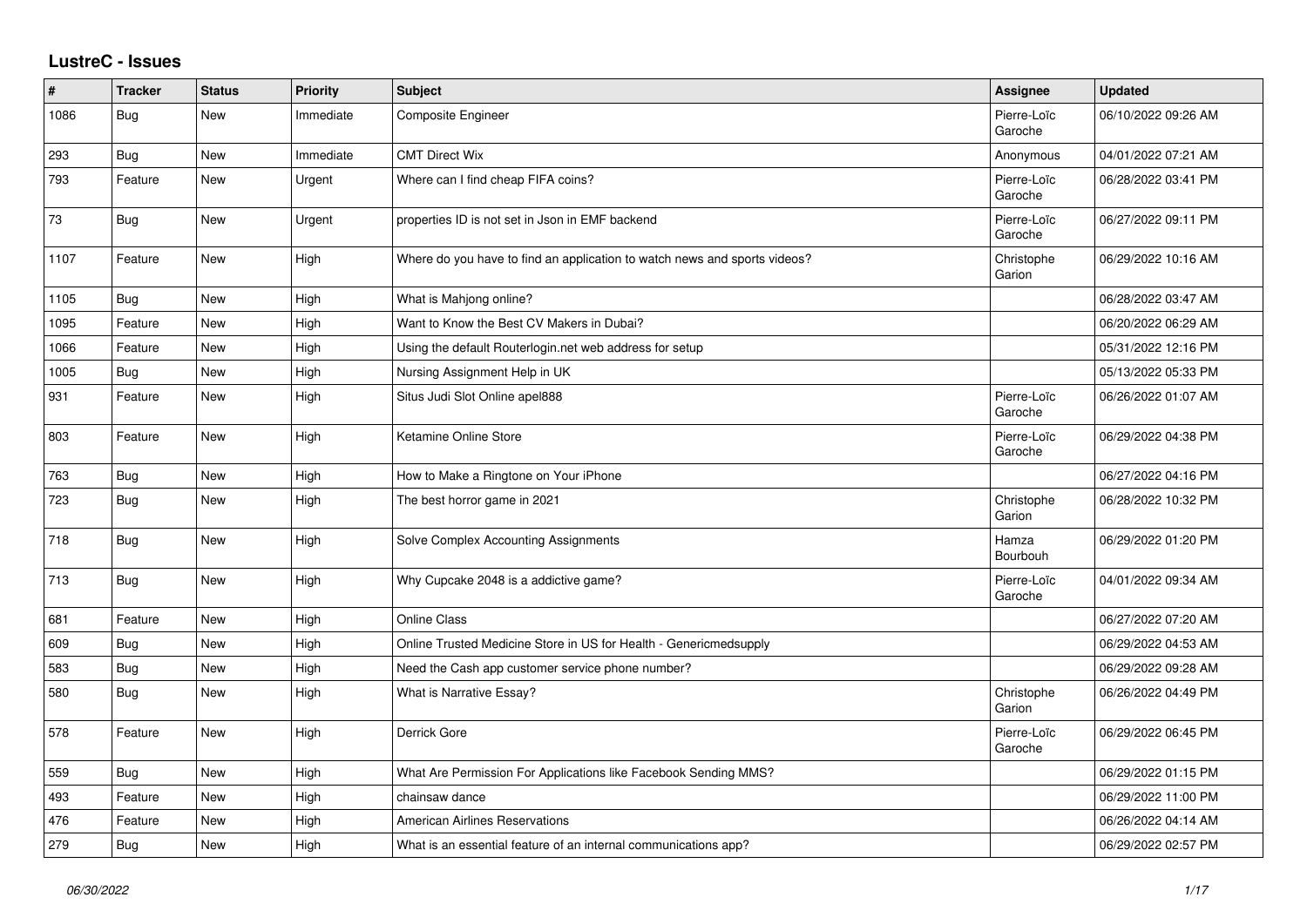# LustreC - Issues

| # | Tracker | Status | Priority | Subject | Assignee | Updated |
|---|---|---|---|---|---|---|
| 1086 | Bug | New | Immediate | Composite Engineer | Pierre-Loïc Garoche | 06/10/2022 09:26 AM |
| 293 | Bug | New | Immediate | CMT Direct Wix | Anonymous | 04/01/2022 07:21 AM |
| 793 | Feature | New | Urgent | Where can I find cheap FIFA coins? | Pierre-Loïc Garoche | 06/28/2022 03:41 PM |
| 73 | Bug | New | Urgent | properties ID is not set in Json in EMF backend | Pierre-Loïc Garoche | 06/27/2022 09:11 PM |
| 1107 | Feature | New | High | Where do you have to find an application to watch news and sports videos? | Christophe Garion | 06/29/2022 10:16 AM |
| 1105 | Bug | New | High | What is Mahjong online? | | 06/28/2022 03:47 AM |
| 1095 | Feature | New | High | Want to Know the Best CV Makers in Dubai? | | 06/20/2022 06:29 AM |
| 1066 | Feature | New | High | Using the default Routerlogin.net web address for setup | | 05/31/2022 12:16 PM |
| 1005 | Bug | New | High | Nursing Assignment Help in UK | | 05/13/2022 05:33 PM |
| 931 | Feature | New | High | Situs Judi Slot Online apel888 | Pierre-Loïc Garoche | 06/26/2022 01:07 AM |
| 803 | Feature | New | High | Ketamine Online Store | Pierre-Loïc Garoche | 06/29/2022 04:38 PM |
| 763 | Bug | New | High | How to Make a Ringtone on Your iPhone | | 06/27/2022 04:16 PM |
| 723 | Bug | New | High | The best horror game in 2021 | Christophe Garion | 06/28/2022 10:32 PM |
| 718 | Bug | New | High | Solve Complex Accounting Assignments | Hamza Bourbouh | 06/29/2022 01:20 PM |
| 713 | Bug | New | High | Why Cupcake 2048 is a addictive game? | Pierre-Loïc Garoche | 04/01/2022 09:34 AM |
| 681 | Feature | New | High | Online Class | | 06/27/2022 07:20 AM |
| 609 | Bug | New | High | Online Trusted Medicine Store in US for Health - Genericmedsupply | | 06/29/2022 04:53 AM |
| 583 | Bug | New | High | Need the Cash app customer service phone number? | | 06/29/2022 09:28 AM |
| 580 | Bug | New | High | What is Narrative Essay? | Christophe Garion | 06/26/2022 04:49 PM |
| 578 | Feature | New | High | Derrick Gore | Pierre-Loïc Garoche | 06/29/2022 06:45 PM |
| 559 | Bug | New | High | What Are Permission For Applications like Facebook Sending MMS? | | 06/29/2022 01:15 PM |
| 493 | Feature | New | High | chainsaw dance | | 06/29/2022 11:00 PM |
| 476 | Feature | New | High | American Airlines Reservations | | 06/26/2022 04:14 AM |
| 279 | Bug | New | High | What is an essential feature of an internal communications app? | | 06/29/2022 02:57 PM |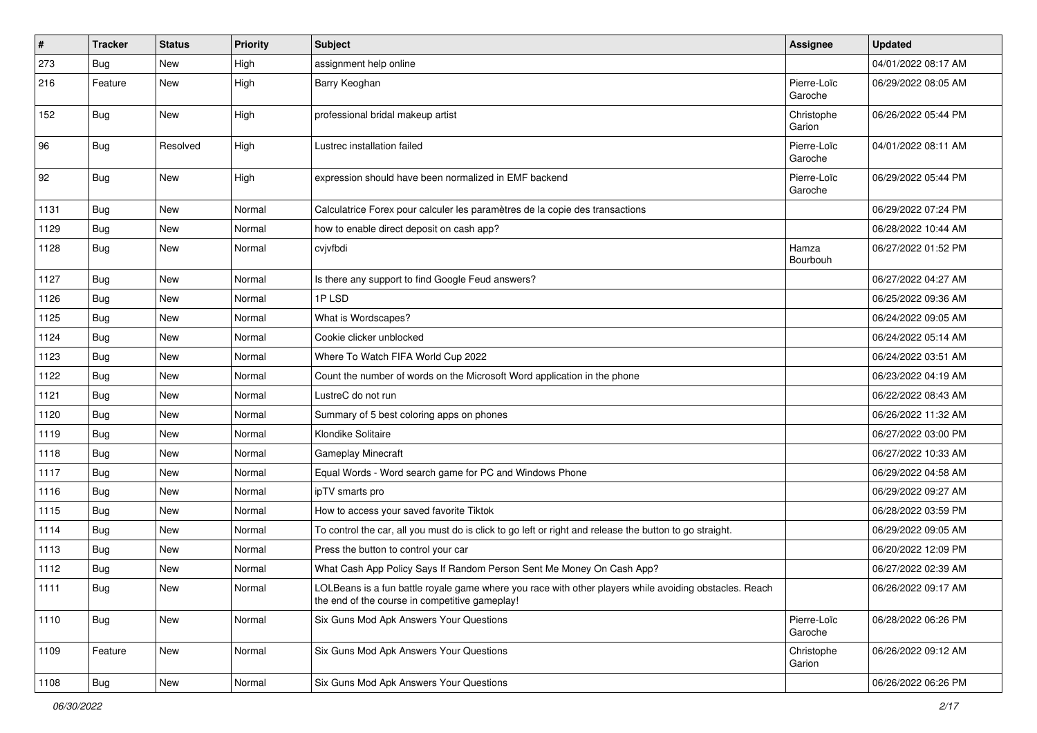| # | Tracker | Status | Priority | Subject | Assignee | Updated |
|---|---|---|---|---|---|---|
| 273 | Bug | New | High | assignment help online | | 04/01/2022 08:17 AM |
| 216 | Feature | New | High | Barry Keoghan | Pierre-Loïc Garoche | 06/29/2022 08:05 AM |
| 152 | Bug | New | High | professional bridal makeup artist | Christophe Garion | 06/26/2022 05:44 PM |
| 96 | Bug | Resolved | High | Lustrec installation failed | Pierre-Loïc Garoche | 04/01/2022 08:11 AM |
| 92 | Bug | New | High | expression should have been normalized in EMF backend | Pierre-Loïc Garoche | 06/29/2022 05:44 PM |
| 1131 | Bug | New | Normal | Calculatrice Forex pour calculer les paramètres de la copie des transactions | | 06/29/2022 07:24 PM |
| 1129 | Bug | New | Normal | how to enable direct deposit on cash app? | | 06/28/2022 10:44 AM |
| 1128 | Bug | New | Normal | cvjvfbdi | Hamza Bourbouh | 06/27/2022 01:52 PM |
| 1127 | Bug | New | Normal | Is there any support to find Google Feud answers? | | 06/27/2022 04:27 AM |
| 1126 | Bug | New | Normal | 1P LSD | | 06/25/2022 09:36 AM |
| 1125 | Bug | New | Normal | What is Wordscapes? | | 06/24/2022 09:05 AM |
| 1124 | Bug | New | Normal | Cookie clicker unblocked | | 06/24/2022 05:14 AM |
| 1123 | Bug | New | Normal | Where To Watch FIFA World Cup 2022 | | 06/24/2022 03:51 AM |
| 1122 | Bug | New | Normal | Count the number of words on the Microsoft Word application in the phone | | 06/23/2022 04:19 AM |
| 1121 | Bug | New | Normal | LustreC do not run | | 06/22/2022 08:43 AM |
| 1120 | Bug | New | Normal | Summary of 5 best coloring apps on phones | | 06/26/2022 11:32 AM |
| 1119 | Bug | New | Normal | Klondike Solitaire | | 06/27/2022 03:00 PM |
| 1118 | Bug | New | Normal | Gameplay Minecraft | | 06/27/2022 10:33 AM |
| 1117 | Bug | New | Normal | Equal Words - Word search game for PC and Windows Phone | | 06/29/2022 04:58 AM |
| 1116 | Bug | New | Normal | ipTV smarts pro | | 06/29/2022 09:27 AM |
| 1115 | Bug | New | Normal | How to access your saved favorite Tiktok | | 06/28/2022 03:59 PM |
| 1114 | Bug | New | Normal | To control the car, all you must do is click to go left or right and release the button to go straight. | | 06/29/2022 09:05 AM |
| 1113 | Bug | New | Normal | Press the button to control your car | | 06/20/2022 12:09 PM |
| 1112 | Bug | New | Normal | What Cash App Policy Says If Random Person Sent Me Money On Cash App? | | 06/27/2022 02:39 AM |
| 1111 | Bug | New | Normal | LOLBeans is a fun battle royale game where you race with other players while avoiding obstacles. Reach the end of the course in competitive gameplay! | | 06/26/2022 09:17 AM |
| 1110 | Bug | New | Normal | Six Guns Mod Apk Answers Your Questions | Pierre-Loïc Garoche | 06/28/2022 06:26 PM |
| 1109 | Feature | New | Normal | Six Guns Mod Apk Answers Your Questions | Christophe Garion | 06/26/2022 09:12 AM |
| 1108 | Bug | New | Normal | Six Guns Mod Apk Answers Your Questions | | 06/26/2022 06:26 PM |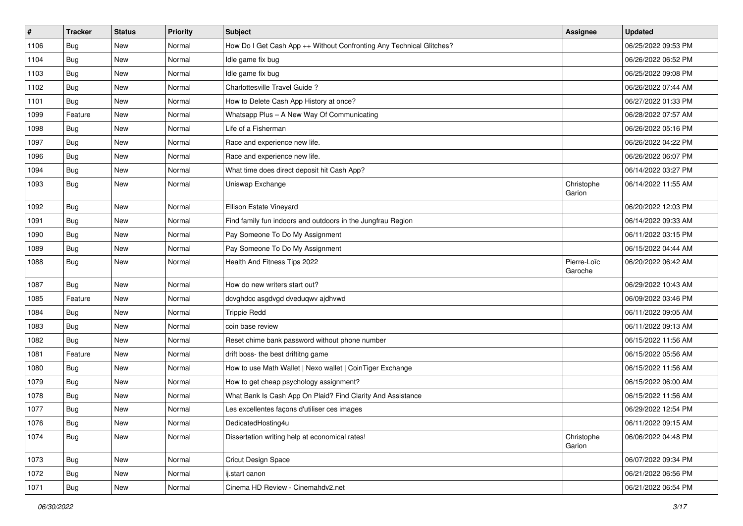| # | Tracker | Status | Priority | Subject | Assignee | Updated |
|---|---|---|---|---|---|---|
| 1106 | Bug | New | Normal | How Do I Get Cash App ++ Without Confronting Any Technical Glitches? | | 06/25/2022 09:53 PM |
| 1104 | Bug | New | Normal | Idle game fix bug | | 06/26/2022 06:52 PM |
| 1103 | Bug | New | Normal | Idle game fix bug | | 06/25/2022 09:08 PM |
| 1102 | Bug | New | Normal | Charlottesville Travel Guide ? | | 06/26/2022 07:44 AM |
| 1101 | Bug | New | Normal | How to Delete Cash App History at once? | | 06/27/2022 01:33 PM |
| 1099 | Feature | New | Normal | Whatsapp Plus – A New Way Of Communicating | | 06/28/2022 07:57 AM |
| 1098 | Bug | New | Normal | Life of a Fisherman | | 06/26/2022 05:16 PM |
| 1097 | Bug | New | Normal | Race and experience new life. | | 06/26/2022 04:22 PM |
| 1096 | Bug | New | Normal | Race and experience new life. | | 06/26/2022 06:07 PM |
| 1094 | Bug | New | Normal | What time does direct deposit hit Cash App? | | 06/14/2022 03:27 PM |
| 1093 | Bug | New | Normal | Uniswap Exchange | Christophe Garion | 06/14/2022 11:55 AM |
| 1092 | Bug | New | Normal | Ellison Estate Vineyard | | 06/20/2022 12:03 PM |
| 1091 | Bug | New | Normal | Find family fun indoors and outdoors in the Jungfrau Region | | 06/14/2022 09:33 AM |
| 1090 | Bug | New | Normal | Pay Someone To Do My Assignment | | 06/11/2022 03:15 PM |
| 1089 | Bug | New | Normal | Pay Someone To Do My Assignment | | 06/15/2022 04:44 AM |
| 1088 | Bug | New | Normal | Health And Fitness Tips 2022 | Pierre-Loïc Garoche | 06/20/2022 06:42 AM |
| 1087 | Bug | New | Normal | How do new writers start out? | | 06/29/2022 10:43 AM |
| 1085 | Feature | New | Normal | dcvghdcc asgdvgd dveduqwv ajdhvwd | | 06/09/2022 03:46 PM |
| 1084 | Bug | New | Normal | Trippie Redd | | 06/11/2022 09:05 AM |
| 1083 | Bug | New | Normal | coin base review | | 06/11/2022 09:13 AM |
| 1082 | Bug | New | Normal | Reset chime bank password without phone number | | 06/15/2022 11:56 AM |
| 1081 | Feature | New | Normal | drift boss- the best driftitng game | | 06/15/2022 05:56 AM |
| 1080 | Bug | New | Normal | How to use Math Wallet \| Nexo wallet \| CoinTiger Exchange | | 06/15/2022 11:56 AM |
| 1079 | Bug | New | Normal | How to get cheap psychology assignment? | | 06/15/2022 06:00 AM |
| 1078 | Bug | New | Normal | What Bank Is Cash App On Plaid? Find Clarity And Assistance | | 06/15/2022 11:56 AM |
| 1077 | Bug | New | Normal | Les excellentes façons d'utiliser ces images | | 06/29/2022 12:54 PM |
| 1076 | Bug | New | Normal | DedicatedHosting4u | | 06/11/2022 09:15 AM |
| 1074 | Bug | New | Normal | Dissertation writing help at economical rates! | Christophe Garion | 06/06/2022 04:48 PM |
| 1073 | Bug | New | Normal | Cricut Design Space | | 06/07/2022 09:34 PM |
| 1072 | Bug | New | Normal | ij.start canon | | 06/21/2022 06:56 PM |
| 1071 | Bug | New | Normal | Cinema HD Review - Cinemahdv2.net | | 06/21/2022 06:54 PM |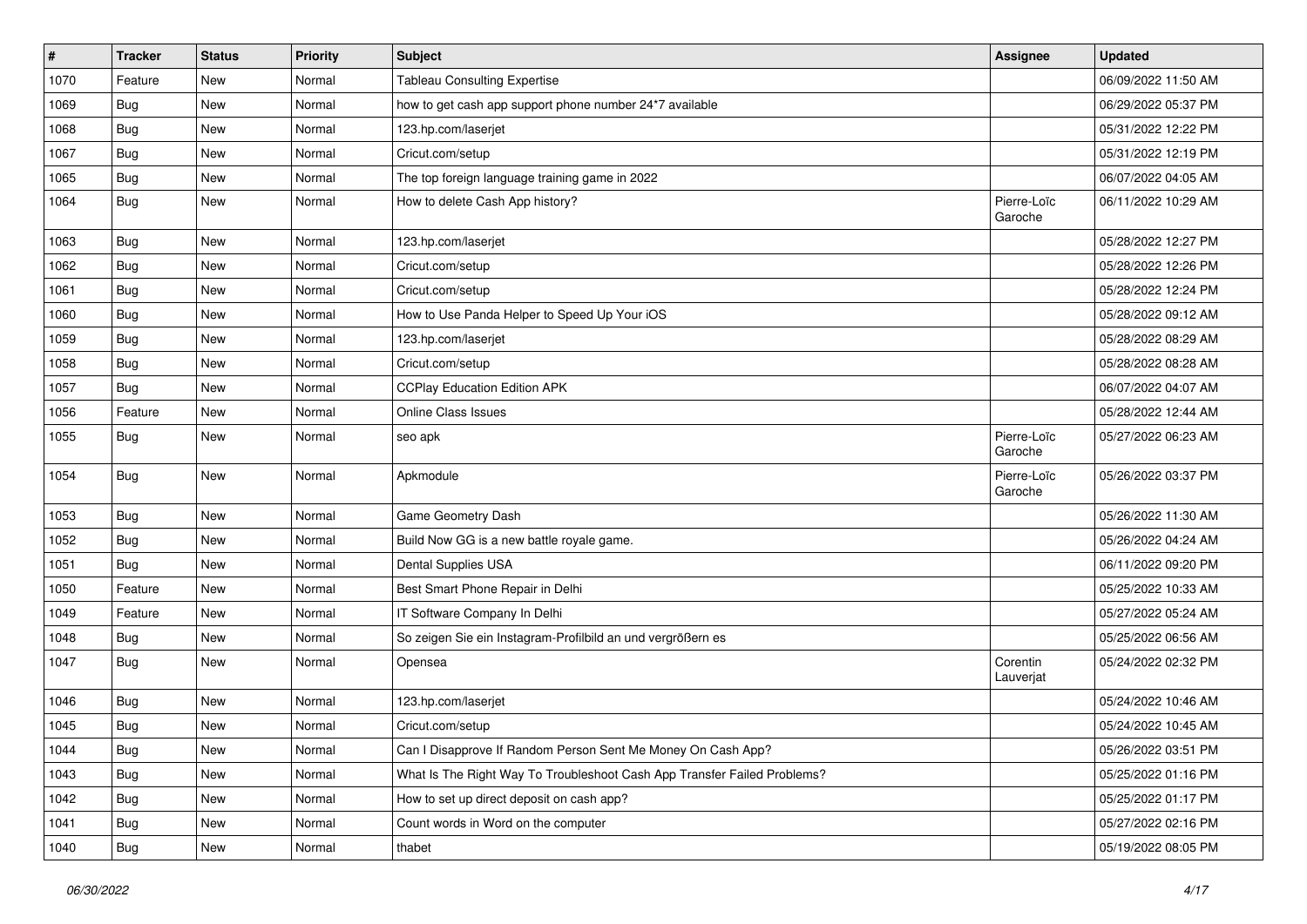| # | Tracker | Status | Priority | Subject | Assignee | Updated |
|---|---|---|---|---|---|---|
| 1070 | Feature | New | Normal | Tableau Consulting Expertise | | 06/09/2022 11:50 AM |
| 1069 | Bug | New | Normal | how to get cash app support phone number 24*7 available | | 06/29/2022 05:37 PM |
| 1068 | Bug | New | Normal | 123.hp.com/laserjet | | 05/31/2022 12:22 PM |
| 1067 | Bug | New | Normal | Cricut.com/setup | | 05/31/2022 12:19 PM |
| 1065 | Bug | New | Normal | The top foreign language training game in 2022 | | 06/07/2022 04:05 AM |
| 1064 | Bug | New | Normal | How to delete Cash App history? | Pierre-Loïc Garoche | 06/11/2022 10:29 AM |
| 1063 | Bug | New | Normal | 123.hp.com/laserjet | | 05/28/2022 12:27 PM |
| 1062 | Bug | New | Normal | Cricut.com/setup | | 05/28/2022 12:26 PM |
| 1061 | Bug | New | Normal | Cricut.com/setup | | 05/28/2022 12:24 PM |
| 1060 | Bug | New | Normal | How to Use Panda Helper to Speed Up Your iOS | | 05/28/2022 09:12 AM |
| 1059 | Bug | New | Normal | 123.hp.com/laserjet | | 05/28/2022 08:29 AM |
| 1058 | Bug | New | Normal | Cricut.com/setup | | 05/28/2022 08:28 AM |
| 1057 | Bug | New | Normal | CCPlay Education Edition APK | | 06/07/2022 04:07 AM |
| 1056 | Feature | New | Normal | Online Class Issues | | 05/28/2022 12:44 AM |
| 1055 | Bug | New | Normal | seo apk | Pierre-Loïc Garoche | 05/27/2022 06:23 AM |
| 1054 | Bug | New | Normal | Apkmodule | Pierre-Loïc Garoche | 05/26/2022 03:37 PM |
| 1053 | Bug | New | Normal | Game Geometry Dash | | 05/26/2022 11:30 AM |
| 1052 | Bug | New | Normal | Build Now GG is a new battle royale game. | | 05/26/2022 04:24 AM |
| 1051 | Bug | New | Normal | Dental Supplies USA | | 06/11/2022 09:20 PM |
| 1050 | Feature | New | Normal | Best Smart Phone Repair in Delhi | | 05/25/2022 10:33 AM |
| 1049 | Feature | New | Normal | IT Software Company In Delhi | | 05/27/2022 05:24 AM |
| 1048 | Bug | New | Normal | So zeigen Sie ein Instagram-Profilbild an und vergrößern es | | 05/25/2022 06:56 AM |
| 1047 | Bug | New | Normal | Opensea | Corentin Lauverjat | 05/24/2022 02:32 PM |
| 1046 | Bug | New | Normal | 123.hp.com/laserjet | | 05/24/2022 10:46 AM |
| 1045 | Bug | New | Normal | Cricut.com/setup | | 05/24/2022 10:45 AM |
| 1044 | Bug | New | Normal | Can I Disapprove If Random Person Sent Me Money On Cash App? | | 05/26/2022 03:51 PM |
| 1043 | Bug | New | Normal | What Is The Right Way To Troubleshoot Cash App Transfer Failed Problems? | | 05/25/2022 01:16 PM |
| 1042 | Bug | New | Normal | How to set up direct deposit on cash app? | | 05/25/2022 01:17 PM |
| 1041 | Bug | New | Normal | Count words in Word on the computer | | 05/27/2022 02:16 PM |
| 1040 | Bug | New | Normal | thabet | | 05/19/2022 08:05 PM |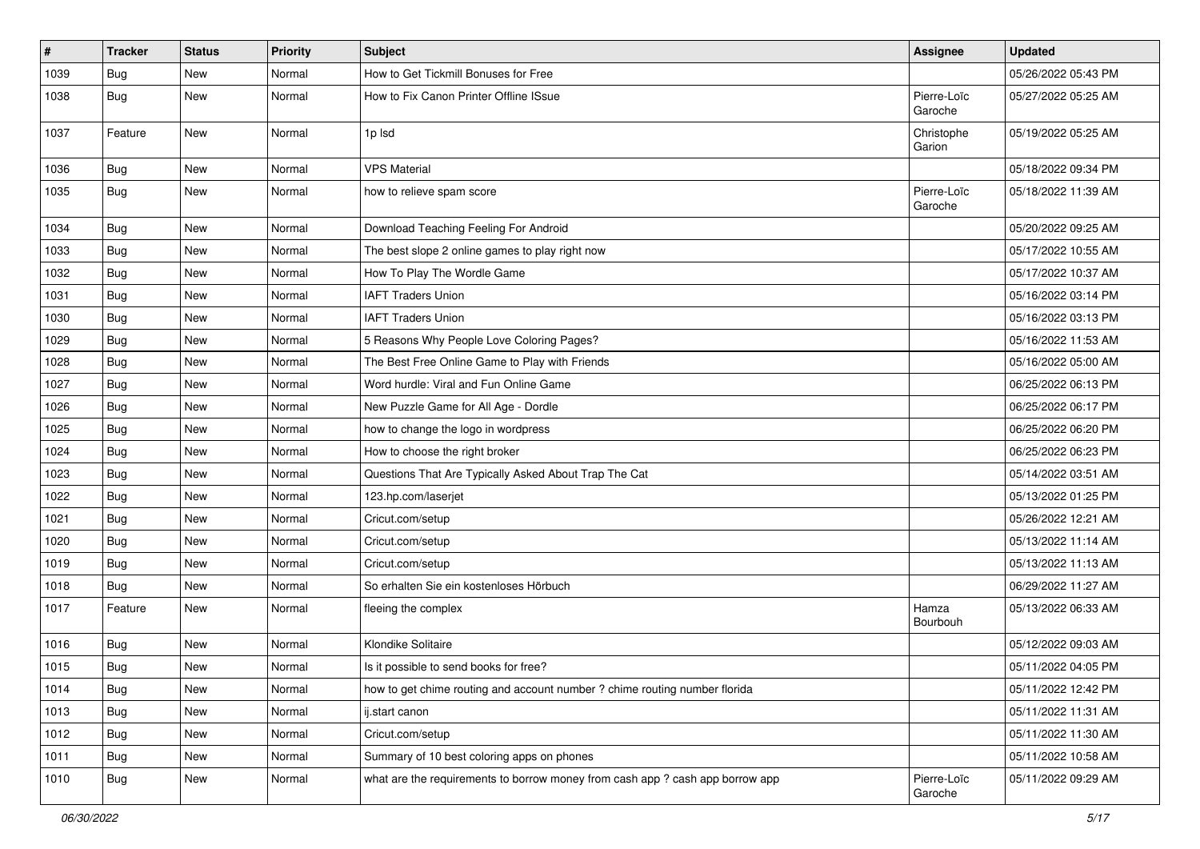| # | Tracker | Status | Priority | Subject | Assignee | Updated |
|---|---|---|---|---|---|---|
| 1039 | Bug | New | Normal | How to Get Tickmill Bonuses for Free | | 05/26/2022 05:43 PM |
| 1038 | Bug | New | Normal | How to Fix Canon Printer Offline ISsue | Pierre-Loïc Garoche | 05/27/2022 05:25 AM |
| 1037 | Feature | New | Normal | 1p lsd | Christophe Garion | 05/19/2022 05:25 AM |
| 1036 | Bug | New | Normal | VPS Material | | 05/18/2022 09:34 PM |
| 1035 | Bug | New | Normal | how to relieve spam score | Pierre-Loïc Garoche | 05/18/2022 11:39 AM |
| 1034 | Bug | New | Normal | Download Teaching Feeling For Android | | 05/20/2022 09:25 AM |
| 1033 | Bug | New | Normal | The best slope 2 online games to play right now | | 05/17/2022 10:55 AM |
| 1032 | Bug | New | Normal | How To Play The Wordle Game | | 05/17/2022 10:37 AM |
| 1031 | Bug | New | Normal | IAFT Traders Union | | 05/16/2022 03:14 PM |
| 1030 | Bug | New | Normal | IAFT Traders Union | | 05/16/2022 03:13 PM |
| 1029 | Bug | New | Normal | 5 Reasons Why People Love Coloring Pages? | | 05/16/2022 11:53 AM |
| 1028 | Bug | New | Normal | The Best Free Online Game to Play with Friends | | 05/16/2022 05:00 AM |
| 1027 | Bug | New | Normal | Word hurdle: Viral and Fun Online Game | | 06/25/2022 06:13 PM |
| 1026 | Bug | New | Normal | New Puzzle Game for All Age - Dordle | | 06/25/2022 06:17 PM |
| 1025 | Bug | New | Normal | how to change the logo in wordpress | | 06/25/2022 06:20 PM |
| 1024 | Bug | New | Normal | How to choose the right broker | | 06/25/2022 06:23 PM |
| 1023 | Bug | New | Normal | Questions That Are Typically Asked About Trap The Cat | | 05/14/2022 03:51 AM |
| 1022 | Bug | New | Normal | 123.hp.com/laserjet | | 05/13/2022 01:25 PM |
| 1021 | Bug | New | Normal | Cricut.com/setup | | 05/26/2022 12:21 AM |
| 1020 | Bug | New | Normal | Cricut.com/setup | | 05/13/2022 11:14 AM |
| 1019 | Bug | New | Normal | Cricut.com/setup | | 05/13/2022 11:13 AM |
| 1018 | Bug | New | Normal | So erhalten Sie ein kostenloses Hörbuch | | 06/29/2022 11:27 AM |
| 1017 | Feature | New | Normal | fleeing the complex | Hamza Bourbouh | 05/13/2022 06:33 AM |
| 1016 | Bug | New | Normal | Klondike Solitaire | | 05/12/2022 09:03 AM |
| 1015 | Bug | New | Normal | Is it possible to send books for free? | | 05/11/2022 04:05 PM |
| 1014 | Bug | New | Normal | how to get chime routing and account number ? chime routing number florida | | 05/11/2022 12:42 PM |
| 1013 | Bug | New | Normal | ij.start canon | | 05/11/2022 11:31 AM |
| 1012 | Bug | New | Normal | Cricut.com/setup | | 05/11/2022 11:30 AM |
| 1011 | Bug | New | Normal | Summary of 10 best coloring apps on phones | | 05/11/2022 10:58 AM |
| 1010 | Bug | New | Normal | what are the requirements to borrow money from cash app ? cash app borrow app | Pierre-Loïc Garoche | 05/11/2022 09:29 AM |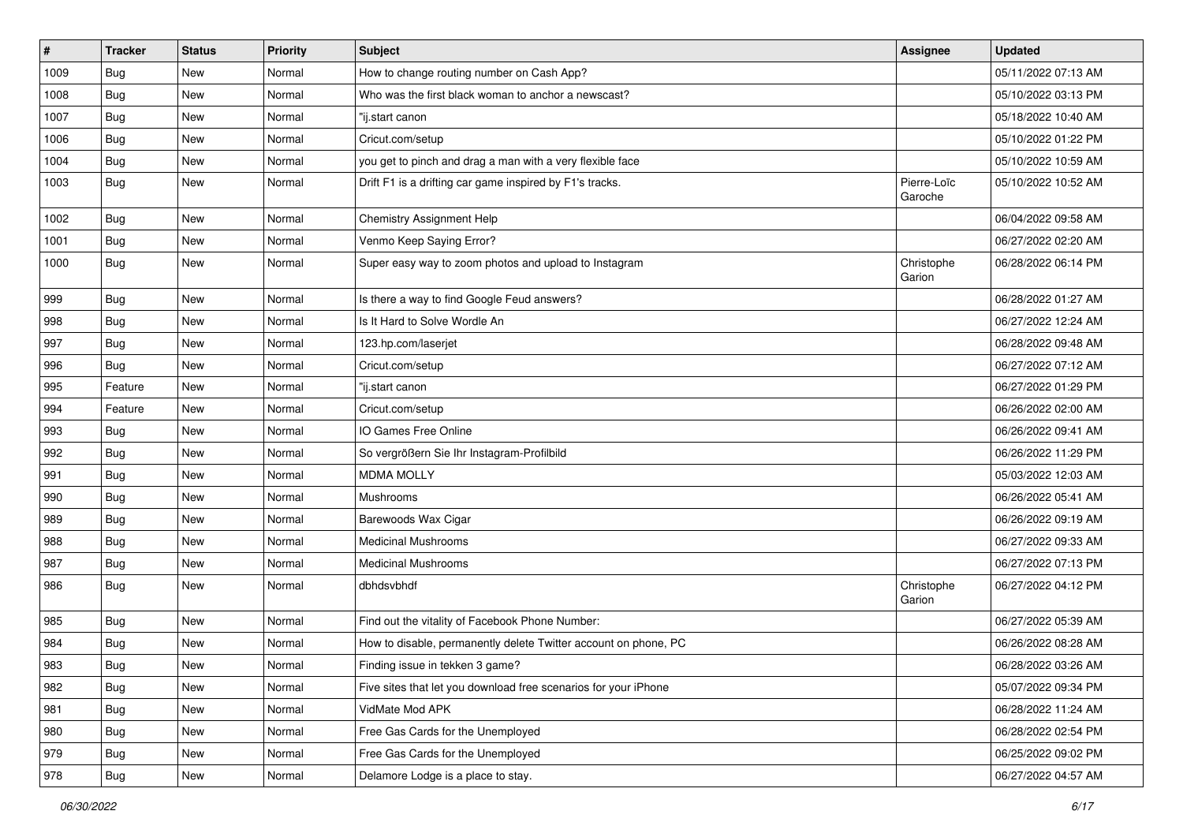| # | Tracker | Status | Priority | Subject | Assignee | Updated |
| --- | --- | --- | --- | --- | --- | --- |
| 1009 | Bug | New | Normal | How to change routing number on Cash App? | | 05/11/2022 07:13 AM |
| 1008 | Bug | New | Normal | Who was the first black woman to anchor a newscast? | | 05/10/2022 03:13 PM |
| 1007 | Bug | New | Normal | "ij.start canon | | 05/18/2022 10:40 AM |
| 1006 | Bug | New | Normal | Cricut.com/setup | | 05/10/2022 01:22 PM |
| 1004 | Bug | New | Normal | you get to pinch and drag a man with a very flexible face | | 05/10/2022 10:59 AM |
| 1003 | Bug | New | Normal | Drift F1 is a drifting car game inspired by F1's tracks. | Pierre-Loïc Garoche | 05/10/2022 10:52 AM |
| 1002 | Bug | New | Normal | Chemistry Assignment Help | | 06/04/2022 09:58 AM |
| 1001 | Bug | New | Normal | Venmo Keep Saying Error? | | 06/27/2022 02:20 AM |
| 1000 | Bug | New | Normal | Super easy way to zoom photos and upload to Instagram | Christophe Garion | 06/28/2022 06:14 PM |
| 999 | Bug | New | Normal | Is there a way to find Google Feud answers? | | 06/28/2022 01:27 AM |
| 998 | Bug | New | Normal | Is It Hard to Solve Wordle An | | 06/27/2022 12:24 AM |
| 997 | Bug | New | Normal | 123.hp.com/laserjet | | 06/28/2022 09:48 AM |
| 996 | Bug | New | Normal | Cricut.com/setup | | 06/27/2022 07:12 AM |
| 995 | Feature | New | Normal | "ij.start canon | | 06/27/2022 01:29 PM |
| 994 | Feature | New | Normal | Cricut.com/setup | | 06/26/2022 02:00 AM |
| 993 | Bug | New | Normal | IO Games Free Online | | 06/26/2022 09:41 AM |
| 992 | Bug | New | Normal | So vergrößern Sie Ihr Instagram-Profilbild | | 06/26/2022 11:29 PM |
| 991 | Bug | New | Normal | MDMA MOLLY | | 05/03/2022 12:03 AM |
| 990 | Bug | New | Normal | Mushrooms | | 06/26/2022 05:41 AM |
| 989 | Bug | New | Normal | Barewoods Wax Cigar | | 06/26/2022 09:19 AM |
| 988 | Bug | New | Normal | Medicinal Mushrooms | | 06/27/2022 09:33 AM |
| 987 | Bug | New | Normal | Medicinal Mushrooms | | 06/27/2022 07:13 PM |
| 986 | Bug | New | Normal | dbhdsvbhdf | Christophe Garion | 06/27/2022 04:12 PM |
| 985 | Bug | New | Normal | Find out the vitality of Facebook Phone Number: | | 06/27/2022 05:39 AM |
| 984 | Bug | New | Normal | How to disable, permanently delete Twitter account on phone, PC | | 06/26/2022 08:28 AM |
| 983 | Bug | New | Normal | Finding issue in tekken 3 game? | | 06/28/2022 03:26 AM |
| 982 | Bug | New | Normal | Five sites that let you download free scenarios for your iPhone | | 05/07/2022 09:34 PM |
| 981 | Bug | New | Normal | VidMate Mod APK | | 06/28/2022 11:24 AM |
| 980 | Bug | New | Normal | Free Gas Cards for the Unemployed | | 06/28/2022 02:54 PM |
| 979 | Bug | New | Normal | Free Gas Cards for the Unemployed | | 06/25/2022 09:02 PM |
| 978 | Bug | New | Normal | Delamore Lodge is a place to stay. | | 06/27/2022 04:57 AM |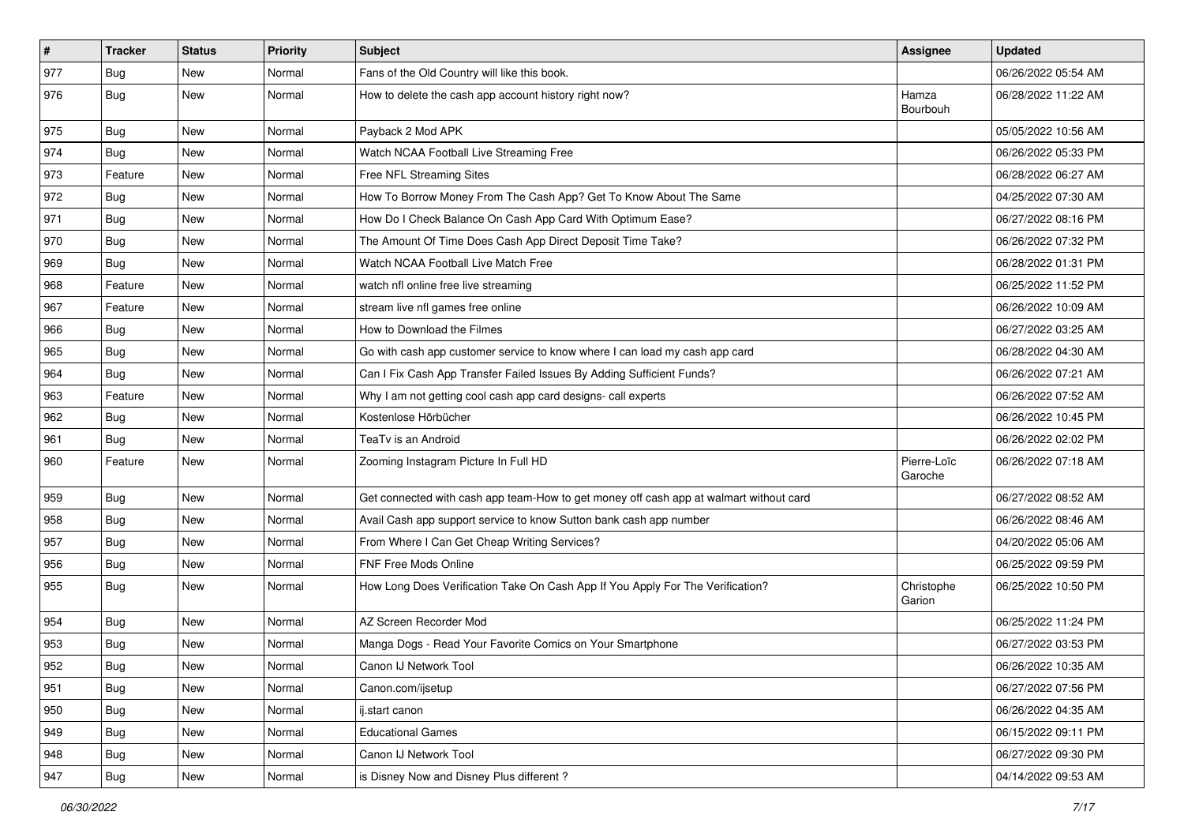| # | Tracker | Status | Priority | Subject | Assignee | Updated |
|---|---|---|---|---|---|---|
| 977 | Bug | New | Normal | Fans of the Old Country will like this book. | | 06/26/2022 05:54 AM |
| 976 | Bug | New | Normal | How to delete the cash app account history right now? | Hamza Bourbouh | 06/28/2022 11:22 AM |
| 975 | Bug | New | Normal | Payback 2 Mod APK | | 05/05/2022 10:56 AM |
| 974 | Bug | New | Normal | Watch NCAA Football Live Streaming Free | | 06/26/2022 05:33 PM |
| 973 | Feature | New | Normal | Free NFL Streaming Sites | | 06/28/2022 06:27 AM |
| 972 | Bug | New | Normal | How To Borrow Money From The Cash App? Get To Know About The Same | | 04/25/2022 07:30 AM |
| 971 | Bug | New | Normal | How Do I Check Balance On Cash App Card With Optimum Ease? | | 06/27/2022 08:16 PM |
| 970 | Bug | New | Normal | The Amount Of Time Does Cash App Direct Deposit Time Take? | | 06/26/2022 07:32 PM |
| 969 | Bug | New | Normal | Watch NCAA Football Live Match Free | | 06/28/2022 01:31 PM |
| 968 | Feature | New | Normal | watch nfl online free live streaming | | 06/25/2022 11:52 PM |
| 967 | Feature | New | Normal | stream live nfl games free online | | 06/26/2022 10:09 AM |
| 966 | Bug | New | Normal | How to Download the Filmes | | 06/27/2022 03:25 AM |
| 965 | Bug | New | Normal | Go with cash app customer service to know where I can load my cash app card | | 06/28/2022 04:30 AM |
| 964 | Bug | New | Normal | Can I Fix Cash App Transfer Failed Issues By Adding Sufficient Funds? | | 06/26/2022 07:21 AM |
| 963 | Feature | New | Normal | Why I am not getting cool cash app card designs- call experts | | 06/26/2022 07:52 AM |
| 962 | Bug | New | Normal | Kostenlose Hörbücher | | 06/26/2022 10:45 PM |
| 961 | Bug | New | Normal | TeaTv is an Android | | 06/26/2022 02:02 PM |
| 960 | Feature | New | Normal | Zooming Instagram Picture In Full HD | Pierre-Loïc Garoche | 06/26/2022 07:18 AM |
| 959 | Bug | New | Normal | Get connected with cash app team-How to get money off cash app at walmart without card | | 06/27/2022 08:52 AM |
| 958 | Bug | New | Normal | Avail Cash app support service to know Sutton bank cash app number | | 06/26/2022 08:46 AM |
| 957 | Bug | New | Normal | From Where I Can Get Cheap Writing Services? | | 04/20/2022 05:06 AM |
| 956 | Bug | New | Normal | FNF Free Mods Online | | 06/25/2022 09:59 PM |
| 955 | Bug | New | Normal | How Long Does Verification Take On Cash App If You Apply For The Verification? | Christophe Garion | 06/25/2022 10:50 PM |
| 954 | Bug | New | Normal | AZ Screen Recorder Mod | | 06/25/2022 11:24 PM |
| 953 | Bug | New | Normal | Manga Dogs - Read Your Favorite Comics on Your Smartphone | | 06/27/2022 03:53 PM |
| 952 | Bug | New | Normal | Canon IJ Network Tool | | 06/26/2022 10:35 AM |
| 951 | Bug | New | Normal | Canon.com/ijsetup | | 06/27/2022 07:56 PM |
| 950 | Bug | New | Normal | ij.start canon | | 06/26/2022 04:35 AM |
| 949 | Bug | New | Normal | Educational Games | | 06/15/2022 09:11 PM |
| 948 | Bug | New | Normal | Canon IJ Network Tool | | 06/27/2022 09:30 PM |
| 947 | Bug | New | Normal | is Disney Now and Disney Plus different ? | | 04/14/2022 09:53 AM |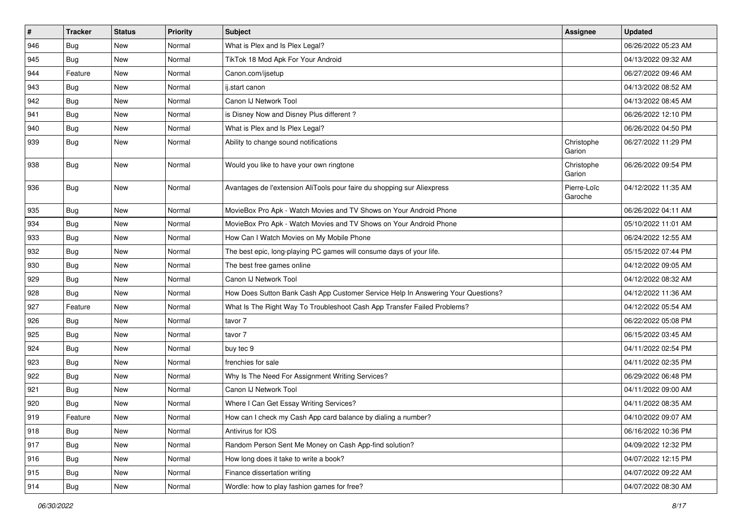| # | Tracker | Status | Priority | Subject | Assignee | Updated |
|---|---|---|---|---|---|---|
| 946 | Bug | New | Normal | What is Plex and Is Plex Legal? | | 06/26/2022 05:23 AM |
| 945 | Bug | New | Normal | TikTok 18 Mod Apk For Your Android | | 04/13/2022 09:32 AM |
| 944 | Feature | New | Normal | Canon.com/ijsetup | | 06/27/2022 09:46 AM |
| 943 | Bug | New | Normal | ij.start canon | | 04/13/2022 08:52 AM |
| 942 | Bug | New | Normal | Canon IJ Network Tool | | 04/13/2022 08:45 AM |
| 941 | Bug | New | Normal | is Disney Now and Disney Plus different ? | | 06/26/2022 12:10 PM |
| 940 | Bug | New | Normal | What is Plex and Is Plex Legal? | | 06/26/2022 04:50 PM |
| 939 | Bug | New | Normal | Ability to change sound notifications | Christophe Garion | 06/27/2022 11:29 PM |
| 938 | Bug | New | Normal | Would you like to have your own ringtone | Christophe Garion | 06/26/2022 09:54 PM |
| 936 | Bug | New | Normal | Avantages de l'extension AliTools pour faire du shopping sur Aliexpress | Pierre-Loïc Garoche | 04/12/2022 11:35 AM |
| 935 | Bug | New | Normal | MovieBox Pro Apk - Watch Movies and TV Shows on Your Android Phone | | 06/26/2022 04:11 AM |
| 934 | Bug | New | Normal | MovieBox Pro Apk - Watch Movies and TV Shows on Your Android Phone | | 05/10/2022 11:01 AM |
| 933 | Bug | New | Normal | How Can I Watch Movies on My Mobile Phone | | 06/24/2022 12:55 AM |
| 932 | Bug | New | Normal | The best epic, long-playing PC games will consume days of your life. | | 05/15/2022 07:44 PM |
| 930 | Bug | New | Normal | The best free games online | | 04/12/2022 09:05 AM |
| 929 | Bug | New | Normal | Canon IJ Network Tool | | 04/12/2022 08:32 AM |
| 928 | Bug | New | Normal | How Does Sutton Bank Cash App Customer Service Help In Answering Your Questions? | | 04/12/2022 11:36 AM |
| 927 | Feature | New | Normal | What Is The Right Way To Troubleshoot Cash App Transfer Failed Problems? | | 04/12/2022 05:54 AM |
| 926 | Bug | New | Normal | tavor 7 | | 06/22/2022 05:08 PM |
| 925 | Bug | New | Normal | tavor 7 | | 06/15/2022 03:45 AM |
| 924 | Bug | New | Normal | buy tec 9 | | 04/11/2022 02:54 PM |
| 923 | Bug | New | Normal | frenchies for sale | | 04/11/2022 02:35 PM |
| 922 | Bug | New | Normal | Why Is The Need For Assignment Writing Services? | | 06/29/2022 06:48 PM |
| 921 | Bug | New | Normal | Canon IJ Network Tool | | 04/11/2022 09:00 AM |
| 920 | Bug | New | Normal | Where I Can Get Essay Writing Services? | | 04/11/2022 08:35 AM |
| 919 | Feature | New | Normal | How can I check my Cash App card balance by dialing a number? | | 04/10/2022 09:07 AM |
| 918 | Bug | New | Normal | Antivirus for IOS | | 06/16/2022 10:36 PM |
| 917 | Bug | New | Normal | Random Person Sent Me Money on Cash App-find solution? | | 04/09/2022 12:32 PM |
| 916 | Bug | New | Normal | How long does it take to write a book? | | 04/07/2022 12:15 PM |
| 915 | Bug | New | Normal | Finance dissertation writing | | 04/07/2022 09:22 AM |
| 914 | Bug | New | Normal | Wordle: how to play fashion games for free? | | 04/07/2022 08:30 AM |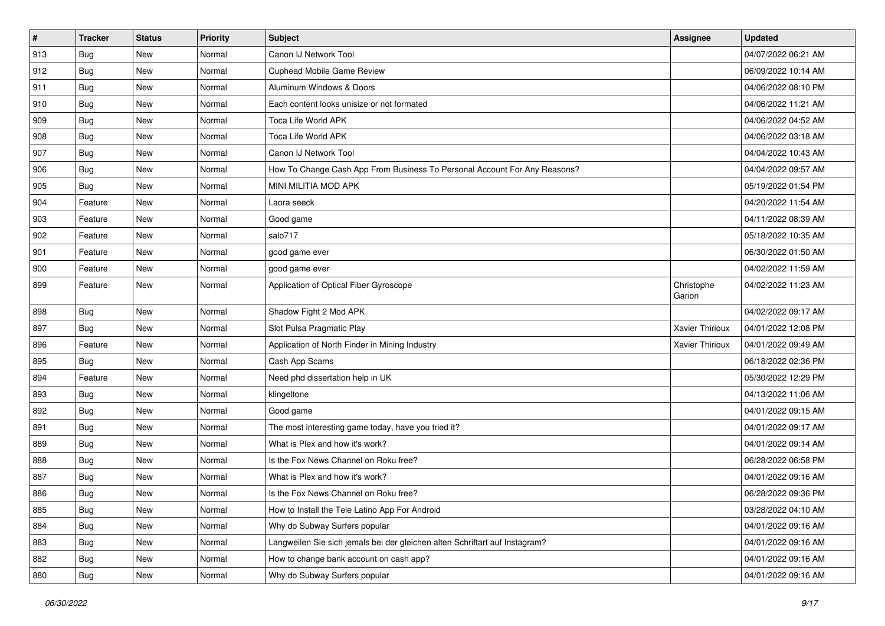| # | Tracker | Status | Priority | Subject | Assignee | Updated |
| --- | --- | --- | --- | --- | --- | --- |
| 913 | Bug | New | Normal | Canon IJ Network Tool | | 04/07/2022 06:21 AM |
| 912 | Bug | New | Normal | Cuphead Mobile Game Review | | 06/09/2022 10:14 AM |
| 911 | Bug | New | Normal | Aluminum Windows & Doors | | 04/06/2022 08:10 PM |
| 910 | Bug | New | Normal | Each content looks unisize or not formated | | 04/06/2022 11:21 AM |
| 909 | Bug | New | Normal | Toca Life World APK | | 04/06/2022 04:52 AM |
| 908 | Bug | New | Normal | Toca Life World APK | | 04/06/2022 03:18 AM |
| 907 | Bug | New | Normal | Canon IJ Network Tool | | 04/04/2022 10:43 AM |
| 906 | Bug | New | Normal | How To Change Cash App From Business To Personal Account For Any Reasons? | | 04/04/2022 09:57 AM |
| 905 | Bug | New | Normal | MINI MILITIA MOD APK | | 05/19/2022 01:54 PM |
| 904 | Feature | New | Normal | Laora seeck | | 04/20/2022 11:54 AM |
| 903 | Feature | New | Normal | Good game | | 04/11/2022 08:39 AM |
| 902 | Feature | New | Normal | salo717 | | 05/18/2022 10:35 AM |
| 901 | Feature | New | Normal | good game ever | | 06/30/2022 01:50 AM |
| 900 | Feature | New | Normal | good game ever | | 04/02/2022 11:59 AM |
| 899 | Feature | New | Normal | Application of Optical Fiber Gyroscope | Christophe Garion | 04/02/2022 11:23 AM |
| 898 | Bug | New | Normal | Shadow Fight 2 Mod APK | | 04/02/2022 09:17 AM |
| 897 | Bug | New | Normal | Slot Pulsa Pragmatic Play | Xavier Thirioux | 04/01/2022 12:08 PM |
| 896 | Feature | New | Normal | Application of North Finder in Mining Industry | Xavier Thirioux | 04/01/2022 09:49 AM |
| 895 | Bug | New | Normal | Cash App Scams | | 06/18/2022 02:36 PM |
| 894 | Feature | New | Normal | Need phd dissertation help in UK | | 05/30/2022 12:29 PM |
| 893 | Bug | New | Normal | klingeltone | | 04/13/2022 11:06 AM |
| 892 | Bug | New | Normal | Good game | | 04/01/2022 09:15 AM |
| 891 | Bug | New | Normal | The most interesting game today, have you tried it? | | 04/01/2022 09:17 AM |
| 889 | Bug | New | Normal | What is Plex and how it's work? | | 04/01/2022 09:14 AM |
| 888 | Bug | New | Normal | Is the Fox News Channel on Roku free? | | 06/28/2022 06:58 PM |
| 887 | Bug | New | Normal | What is Plex and how it's work? | | 04/01/2022 09:16 AM |
| 886 | Bug | New | Normal | Is the Fox News Channel on Roku free? | | 06/28/2022 09:36 PM |
| 885 | Bug | New | Normal | How to Install the Tele Latino App For Android | | 03/28/2022 04:10 AM |
| 884 | Bug | New | Normal | Why do Subway Surfers popular | | 04/01/2022 09:16 AM |
| 883 | Bug | New | Normal | Langweilen Sie sich jemals bei der gleichen alten Schriftart auf Instagram? | | 04/01/2022 09:16 AM |
| 882 | Bug | New | Normal | How to change bank account on cash app? | | 04/01/2022 09:16 AM |
| 880 | Bug | New | Normal | Why do Subway Surfers popular | | 04/01/2022 09:16 AM |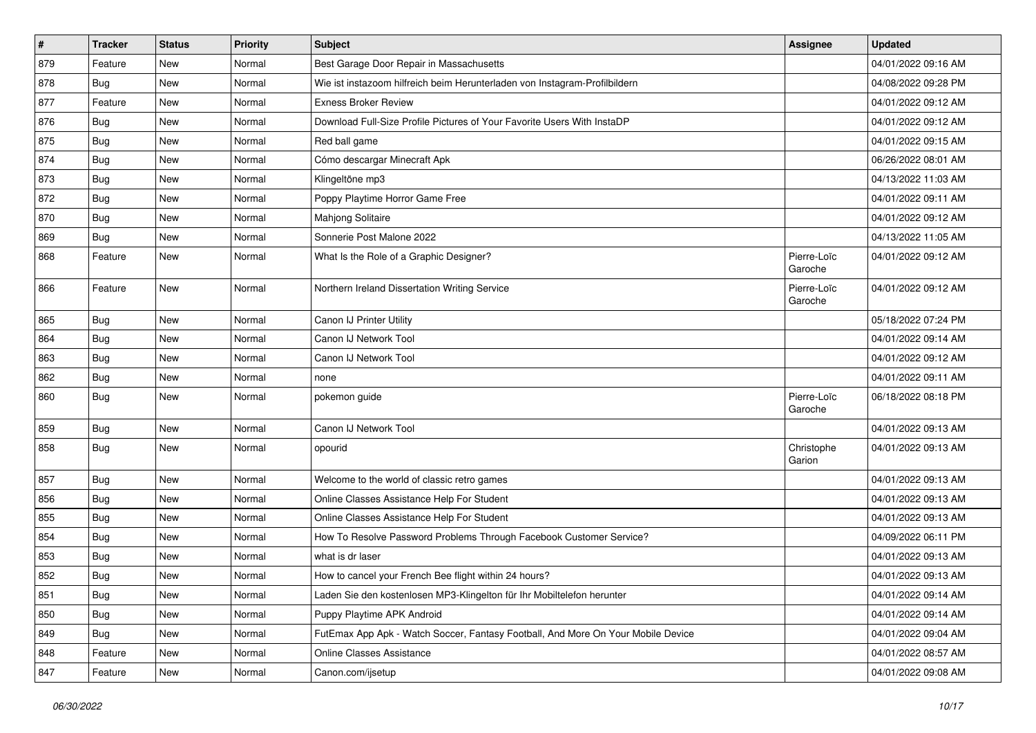| # | Tracker | Status | Priority | Subject | Assignee | Updated |
|---|---|---|---|---|---|---|
| 879 | Feature | New | Normal | Best Garage Door Repair in Massachusetts | | 04/01/2022 09:16 AM |
| 878 | Bug | New | Normal | Wie ist instazoom hilfreich beim Herunterladen von Instagram-Profilbildern | | 04/08/2022 09:28 PM |
| 877 | Feature | New | Normal | Exness Broker Review | | 04/01/2022 09:12 AM |
| 876 | Bug | New | Normal | Download Full-Size Profile Pictures of Your Favorite Users With InstaDP | | 04/01/2022 09:12 AM |
| 875 | Bug | New | Normal | Red ball game | | 04/01/2022 09:15 AM |
| 874 | Bug | New | Normal | Cómo descargar Minecraft Apk | | 06/26/2022 08:01 AM |
| 873 | Bug | New | Normal | Klingeltöne mp3 | | 04/13/2022 11:03 AM |
| 872 | Bug | New | Normal | Poppy Playtime Horror Game Free | | 04/01/2022 09:11 AM |
| 870 | Bug | New | Normal | Mahjong Solitaire | | 04/01/2022 09:12 AM |
| 869 | Bug | New | Normal | Sonnerie Post Malone 2022 | | 04/13/2022 11:05 AM |
| 868 | Feature | New | Normal | What Is the Role of a Graphic Designer? | Pierre-Loïc Garoche | 04/01/2022 09:12 AM |
| 866 | Feature | New | Normal | Northern Ireland Dissertation Writing Service | Pierre-Loïc Garoche | 04/01/2022 09:12 AM |
| 865 | Bug | New | Normal | Canon IJ Printer Utility | | 05/18/2022 07:24 PM |
| 864 | Bug | New | Normal | Canon IJ Network Tool | | 04/01/2022 09:14 AM |
| 863 | Bug | New | Normal | Canon IJ Network Tool | | 04/01/2022 09:12 AM |
| 862 | Bug | New | Normal | none | | 04/01/2022 09:11 AM |
| 860 | Bug | New | Normal | pokemon guide | Pierre-Loïc Garoche | 06/18/2022 08:18 PM |
| 859 | Bug | New | Normal | Canon IJ Network Tool | | 04/01/2022 09:13 AM |
| 858 | Bug | New | Normal | opourid | Christophe Garion | 04/01/2022 09:13 AM |
| 857 | Bug | New | Normal | Welcome to the world of classic retro games | | 04/01/2022 09:13 AM |
| 856 | Bug | New | Normal | Online Classes Assistance Help For Student | | 04/01/2022 09:13 AM |
| 855 | Bug | New | Normal | Online Classes Assistance Help For Student | | 04/01/2022 09:13 AM |
| 854 | Bug | New | Normal | How To Resolve Password Problems Through Facebook Customer Service? | | 04/09/2022 06:11 PM |
| 853 | Bug | New | Normal | what is dr laser | | 04/01/2022 09:13 AM |
| 852 | Bug | New | Normal | How to cancel your French Bee flight within 24 hours? | | 04/01/2022 09:13 AM |
| 851 | Bug | New | Normal | Laden Sie den kostenlosen MP3-Klingelton für Ihr Mobiltelefon herunter | | 04/01/2022 09:14 AM |
| 850 | Bug | New | Normal | Puppy Playtime APK Android | | 04/01/2022 09:14 AM |
| 849 | Bug | New | Normal | FutEmax App Apk - Watch Soccer, Fantasy Football, And More On Your Mobile Device | | 04/01/2022 09:04 AM |
| 848 | Feature | New | Normal | Online Classes Assistance | | 04/01/2022 08:57 AM |
| 847 | Feature | New | Normal | Canon.com/ijsetup | | 04/01/2022 09:08 AM |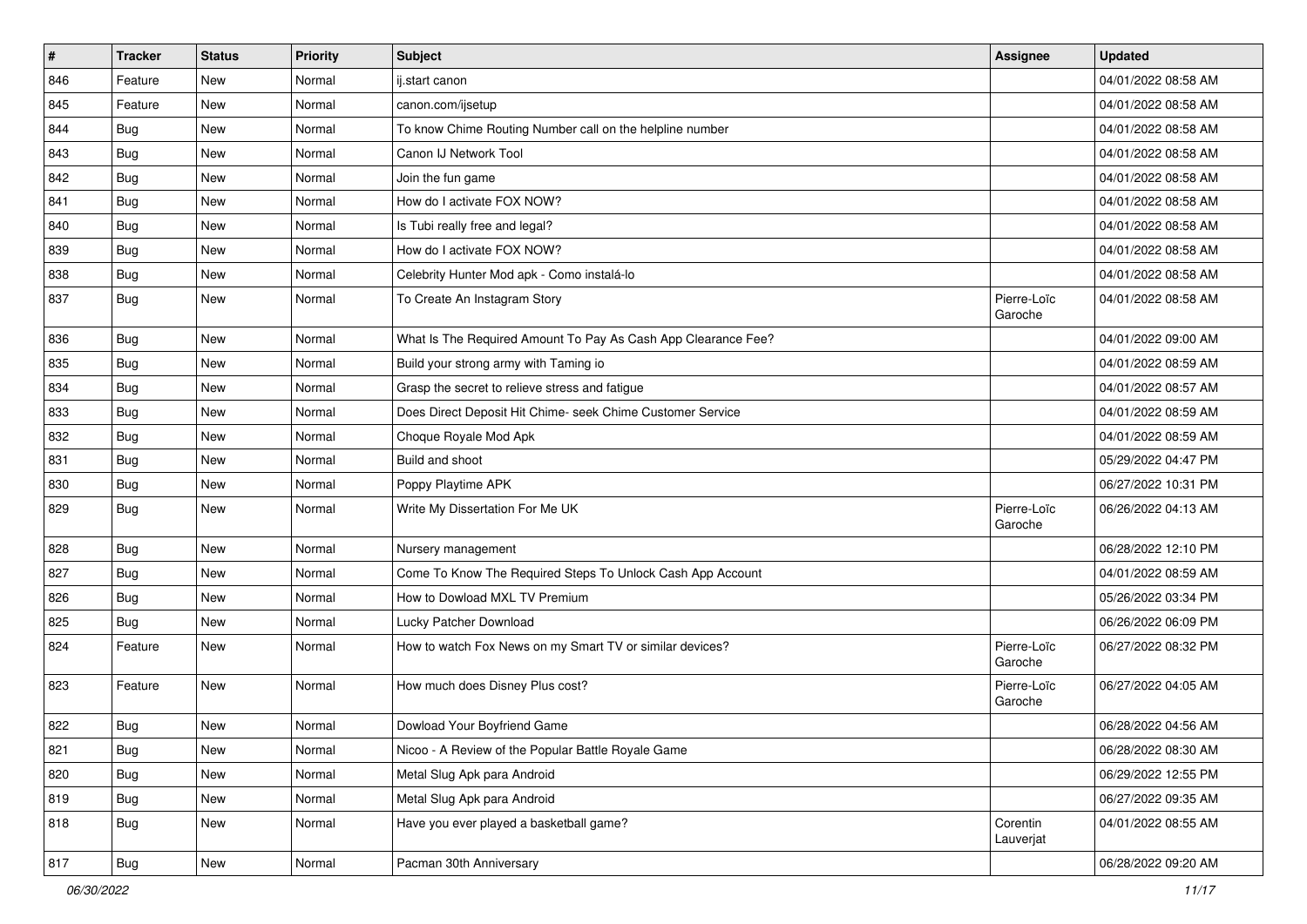| # | Tracker | Status | Priority | Subject | Assignee | Updated |
|---|---|---|---|---|---|---|
| 846 | Feature | New | Normal | ij.start canon | | 04/01/2022 08:58 AM |
| 845 | Feature | New | Normal | canon.com/ijsetup | | 04/01/2022 08:58 AM |
| 844 | Bug | New | Normal | To know Chime Routing Number call on the helpline number | | 04/01/2022 08:58 AM |
| 843 | Bug | New | Normal | Canon IJ Network Tool | | 04/01/2022 08:58 AM |
| 842 | Bug | New | Normal | Join the fun game | | 04/01/2022 08:58 AM |
| 841 | Bug | New | Normal | How do I activate FOX NOW? | | 04/01/2022 08:58 AM |
| 840 | Bug | New | Normal | Is Tubi really free and legal? | | 04/01/2022 08:58 AM |
| 839 | Bug | New | Normal | How do I activate FOX NOW? | | 04/01/2022 08:58 AM |
| 838 | Bug | New | Normal | Celebrity Hunter Mod apk - Como instalá-lo | | 04/01/2022 08:58 AM |
| 837 | Bug | New | Normal | To Create An Instagram Story | Pierre-Loïc Garoche | 04/01/2022 08:58 AM |
| 836 | Bug | New | Normal | What Is The Required Amount To Pay As Cash App Clearance Fee? | | 04/01/2022 09:00 AM |
| 835 | Bug | New | Normal | Build your strong army with Taming io | | 04/01/2022 08:59 AM |
| 834 | Bug | New | Normal | Grasp the secret to relieve stress and fatigue | | 04/01/2022 08:57 AM |
| 833 | Bug | New | Normal | Does Direct Deposit Hit Chime- seek Chime Customer Service | | 04/01/2022 08:59 AM |
| 832 | Bug | New | Normal | Choque Royale Mod Apk | | 04/01/2022 08:59 AM |
| 831 | Bug | New | Normal | Build and shoot | | 05/29/2022 04:47 PM |
| 830 | Bug | New | Normal | Poppy Playtime APK | | 06/27/2022 10:31 PM |
| 829 | Bug | New | Normal | Write My Dissertation For Me UK | Pierre-Loïc Garoche | 06/26/2022 04:13 AM |
| 828 | Bug | New | Normal | Nursery management | | 06/28/2022 12:10 PM |
| 827 | Bug | New | Normal | Come To Know The Required Steps To Unlock Cash App Account | | 04/01/2022 08:59 AM |
| 826 | Bug | New | Normal | How to Dowload MXL TV Premium | | 05/26/2022 03:34 PM |
| 825 | Bug | New | Normal | Lucky Patcher Download | | 06/26/2022 06:09 PM |
| 824 | Feature | New | Normal | How to watch Fox News on my Smart TV or similar devices? | Pierre-Loïc Garoche | 06/27/2022 08:32 PM |
| 823 | Feature | New | Normal | How much does Disney Plus cost? | Pierre-Loïc Garoche | 06/27/2022 04:05 AM |
| 822 | Bug | New | Normal | Dowload Your Boyfriend Game | | 06/28/2022 04:56 AM |
| 821 | Bug | New | Normal | Nicoo - A Review of the Popular Battle Royale Game | | 06/28/2022 08:30 AM |
| 820 | Bug | New | Normal | Metal Slug Apk para Android | | 06/29/2022 12:55 PM |
| 819 | Bug | New | Normal | Metal Slug Apk para Android | | 06/27/2022 09:35 AM |
| 818 | Bug | New | Normal | Have you ever played a basketball game? | Corentin Lauverjat | 04/01/2022 08:55 AM |
| 817 | Bug | New | Normal | Pacman 30th Anniversary | | 06/28/2022 09:20 AM |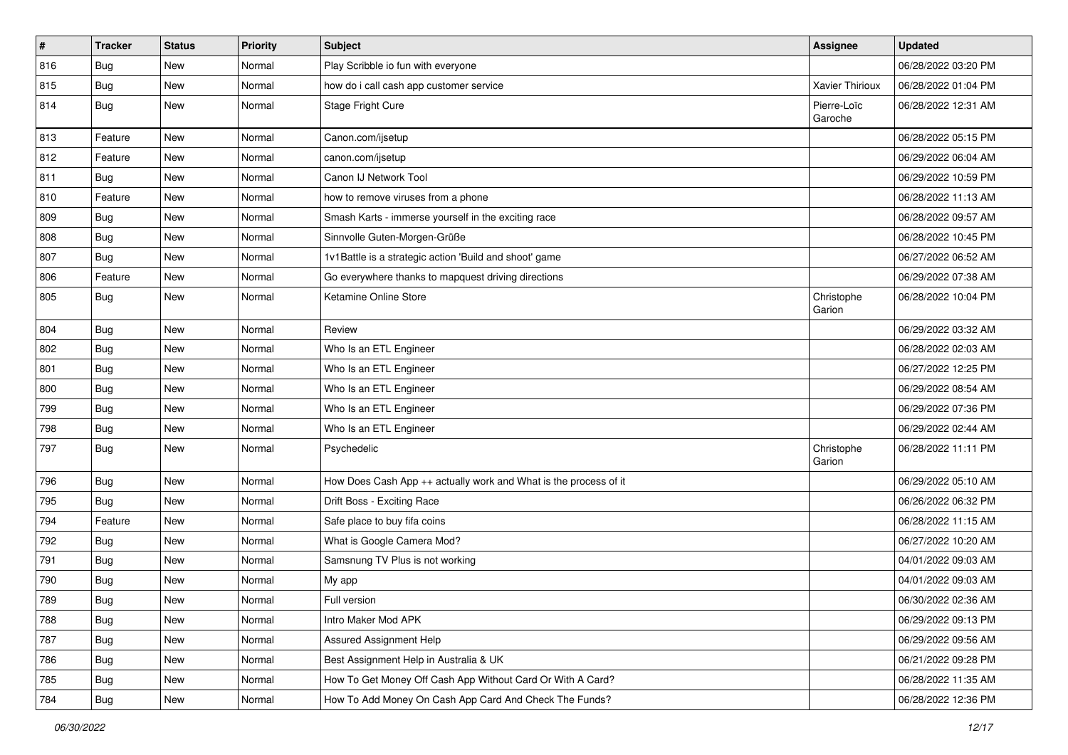| # | Tracker | Status | Priority | Subject | Assignee | Updated |
|---|---|---|---|---|---|---|
| 816 | Bug | New | Normal | Play Scribble io fun with everyone | | 06/28/2022 03:20 PM |
| 815 | Bug | New | Normal | how do i call cash app customer service | Xavier Thirioux | 06/28/2022 01:04 PM |
| 814 | Bug | New | Normal | Stage Fright Cure | Pierre-Loïc Garoche | 06/28/2022 12:31 AM |
| 813 | Feature | New | Normal | Canon.com/ijsetup | | 06/28/2022 05:15 PM |
| 812 | Feature | New | Normal | canon.com/ijsetup | | 06/29/2022 06:04 AM |
| 811 | Bug | New | Normal | Canon IJ Network Tool | | 06/29/2022 10:59 PM |
| 810 | Feature | New | Normal | how to remove viruses from a phone | | 06/28/2022 11:13 AM |
| 809 | Bug | New | Normal | Smash Karts - immerse yourself in the exciting race | | 06/28/2022 09:57 AM |
| 808 | Bug | New | Normal | Sinnvolle Guten-Morgen-Grüße | | 06/28/2022 10:45 PM |
| 807 | Bug | New | Normal | 1v1Battle is a strategic action 'Build and shoot' game | | 06/27/2022 06:52 AM |
| 806 | Feature | New | Normal | Go everywhere thanks to mapquest driving directions | | 06/29/2022 07:38 AM |
| 805 | Bug | New | Normal | Ketamine Online Store | Christophe Garion | 06/28/2022 10:04 PM |
| 804 | Bug | New | Normal | Review | | 06/29/2022 03:32 AM |
| 802 | Bug | New | Normal | Who Is an ETL Engineer | | 06/28/2022 02:03 AM |
| 801 | Bug | New | Normal | Who Is an ETL Engineer | | 06/27/2022 12:25 PM |
| 800 | Bug | New | Normal | Who Is an ETL Engineer | | 06/29/2022 08:54 AM |
| 799 | Bug | New | Normal | Who Is an ETL Engineer | | 06/29/2022 07:36 PM |
| 798 | Bug | New | Normal | Who Is an ETL Engineer | | 06/29/2022 02:44 AM |
| 797 | Bug | New | Normal | Psychedelic | Christophe Garion | 06/28/2022 11:11 PM |
| 796 | Bug | New | Normal | How Does Cash App ++ actually work and What is the process of it | | 06/29/2022 05:10 AM |
| 795 | Bug | New | Normal | Drift Boss - Exciting Race | | 06/26/2022 06:32 PM |
| 794 | Feature | New | Normal | Safe place to buy fifa coins | | 06/28/2022 11:15 AM |
| 792 | Bug | New | Normal | What is Google Camera Mod? | | 06/27/2022 10:20 AM |
| 791 | Bug | New | Normal | Samsnung TV Plus is not working | | 04/01/2022 09:03 AM |
| 790 | Bug | New | Normal | My app | | 04/01/2022 09:03 AM |
| 789 | Bug | New | Normal | Full version | | 06/30/2022 02:36 AM |
| 788 | Bug | New | Normal | Intro Maker Mod APK | | 06/29/2022 09:13 PM |
| 787 | Bug | New | Normal | Assured Assignment Help | | 06/29/2022 09:56 AM |
| 786 | Bug | New | Normal | Best Assignment Help in Australia & UK | | 06/21/2022 09:28 PM |
| 785 | Bug | New | Normal | How To Get Money Off Cash App Without Card Or With A Card? | | 06/28/2022 11:35 AM |
| 784 | Bug | New | Normal | How To Add Money On Cash App Card And Check The Funds? | | 06/28/2022 12:36 PM |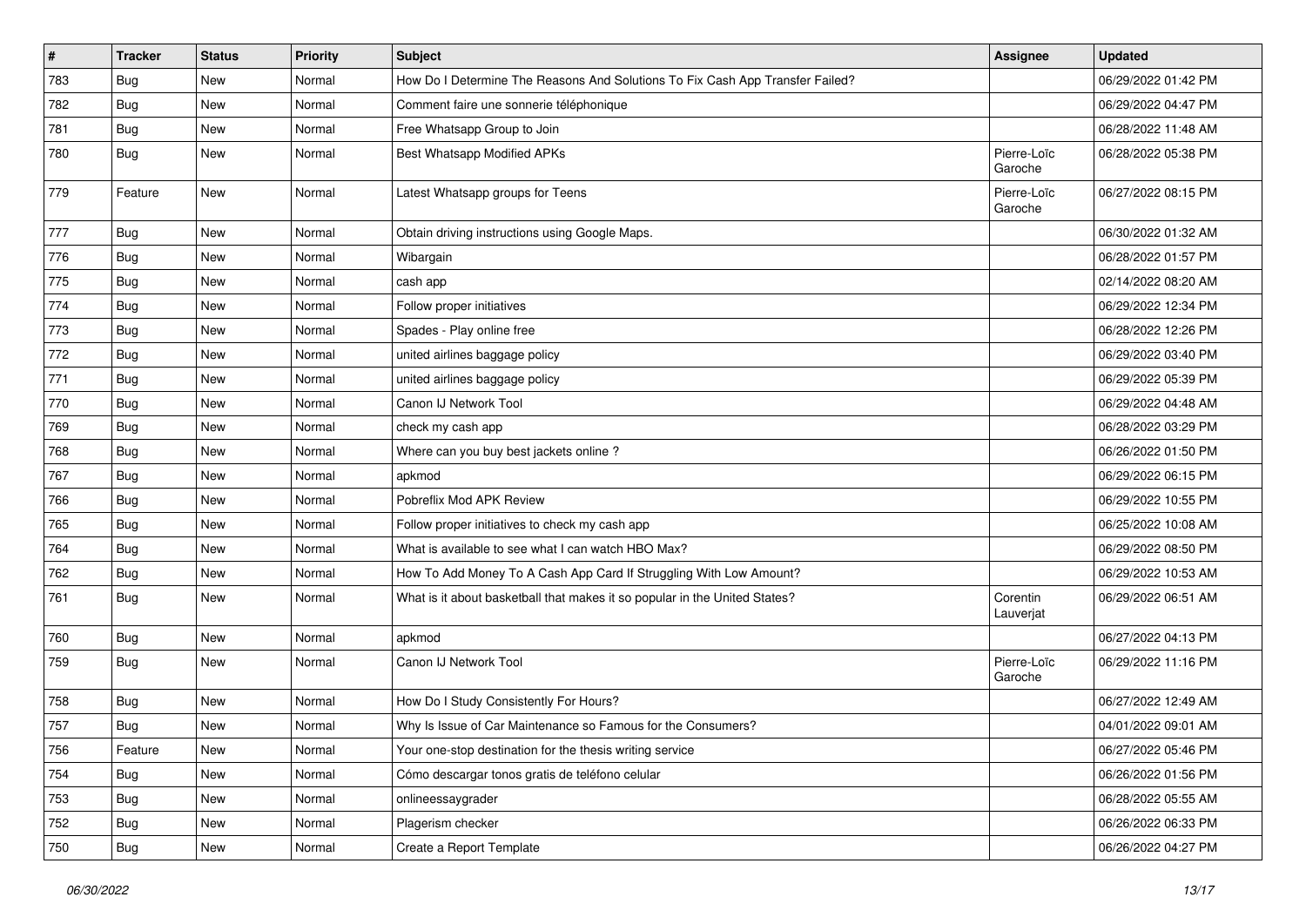| # | Tracker | Status | Priority | Subject | Assignee | Updated |
|---|---|---|---|---|---|---|
| 783 | Bug | New | Normal | How Do I Determine The Reasons And Solutions To Fix Cash App Transfer Failed? | | 06/29/2022 01:42 PM |
| 782 | Bug | New | Normal | Comment faire une sonnerie téléphonique | | 06/29/2022 04:47 PM |
| 781 | Bug | New | Normal | Free Whatsapp Group to Join | | 06/28/2022 11:48 AM |
| 780 | Bug | New | Normal | Best Whatsapp Modified APKs | Pierre-Loïc Garoche | 06/28/2022 05:38 PM |
| 779 | Feature | New | Normal | Latest Whatsapp groups for Teens | Pierre-Loïc Garoche | 06/27/2022 08:15 PM |
| 777 | Bug | New | Normal | Obtain driving instructions using Google Maps. | | 06/30/2022 01:32 AM |
| 776 | Bug | New | Normal | Wibargain | | 06/28/2022 01:57 PM |
| 775 | Bug | New | Normal | cash app | | 02/14/2022 08:20 AM |
| 774 | Bug | New | Normal | Follow proper initiatives | | 06/29/2022 12:34 PM |
| 773 | Bug | New | Normal | Spades - Play online free | | 06/28/2022 12:26 PM |
| 772 | Bug | New | Normal | united airlines baggage policy | | 06/29/2022 03:40 PM |
| 771 | Bug | New | Normal | united airlines baggage policy | | 06/29/2022 05:39 PM |
| 770 | Bug | New | Normal | Canon IJ Network Tool | | 06/29/2022 04:48 AM |
| 769 | Bug | New | Normal | check my cash app | | 06/28/2022 03:29 PM |
| 768 | Bug | New | Normal | Where can you buy best jackets online ? | | 06/26/2022 01:50 PM |
| 767 | Bug | New | Normal | apkmod | | 06/29/2022 06:15 PM |
| 766 | Bug | New | Normal | Pobreflix Mod APK Review | | 06/29/2022 10:55 PM |
| 765 | Bug | New | Normal | Follow proper initiatives to check my cash app | | 06/25/2022 10:08 AM |
| 764 | Bug | New | Normal | What is available to see what I can watch HBO Max? | | 06/29/2022 08:50 PM |
| 762 | Bug | New | Normal | How To Add Money To A Cash App Card If Struggling With Low Amount? | | 06/29/2022 10:53 AM |
| 761 | Bug | New | Normal | What is it about basketball that makes it so popular in the United States? | Corentin Lauverjat | 06/29/2022 06:51 AM |
| 760 | Bug | New | Normal | apkmod | | 06/27/2022 04:13 PM |
| 759 | Bug | New | Normal | Canon IJ Network Tool | Pierre-Loïc Garoche | 06/29/2022 11:16 PM |
| 758 | Bug | New | Normal | How Do I Study Consistently For Hours? | | 06/27/2022 12:49 AM |
| 757 | Bug | New | Normal | Why Is Issue of Car Maintenance so Famous for the Consumers? | | 04/01/2022 09:01 AM |
| 756 | Feature | New | Normal | Your one-stop destination for the thesis writing service | | 06/27/2022 05:46 PM |
| 754 | Bug | New | Normal | Cómo descargar tonos gratis de teléfono celular | | 06/26/2022 01:56 PM |
| 753 | Bug | New | Normal | onlineessaygrader | | 06/28/2022 05:55 AM |
| 752 | Bug | New | Normal | Plagerism checker | | 06/26/2022 06:33 PM |
| 750 | Bug | New | Normal | Create a Report Template | | 06/26/2022 04:27 PM |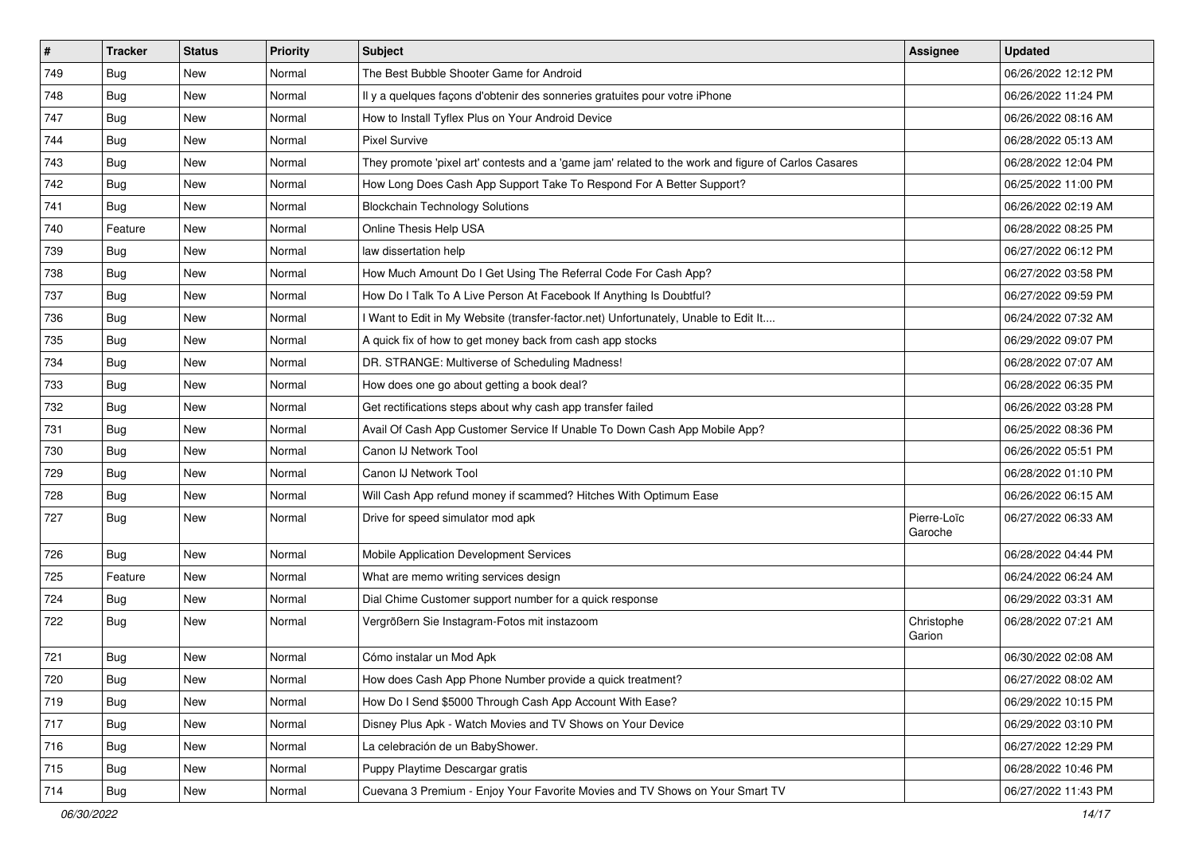| # | Tracker | Status | Priority | Subject | Assignee | Updated |
|---|---|---|---|---|---|---|
| 749 | Bug | New | Normal | The Best Bubble Shooter Game for Android | | 06/26/2022 12:12 PM |
| 748 | Bug | New | Normal | Il y a quelques façons d'obtenir des sonneries gratuites pour votre iPhone | | 06/26/2022 11:24 PM |
| 747 | Bug | New | Normal | How to Install Tyflex Plus on Your Android Device | | 06/26/2022 08:16 AM |
| 744 | Bug | New | Normal | Pixel Survive | | 06/28/2022 05:13 AM |
| 743 | Bug | New | Normal | They promote 'pixel art' contests and a 'game jam' related to the work and figure of Carlos Casares | | 06/28/2022 12:04 PM |
| 742 | Bug | New | Normal | How Long Does Cash App Support Take To Respond For A Better Support? | | 06/25/2022 11:00 PM |
| 741 | Bug | New | Normal | Blockchain Technology Solutions | | 06/26/2022 02:19 AM |
| 740 | Feature | New | Normal | Online Thesis Help USA | | 06/28/2022 08:25 PM |
| 739 | Bug | New | Normal | law dissertation help | | 06/27/2022 06:12 PM |
| 738 | Bug | New | Normal | How Much Amount Do I Get Using The Referral Code For Cash App? | | 06/27/2022 03:58 PM |
| 737 | Bug | New | Normal | How Do I Talk To A Live Person At Facebook If Anything Is Doubtful? | | 06/27/2022 09:59 PM |
| 736 | Bug | New | Normal | I Want to Edit in My Website (transfer-factor.net) Unfortunately, Unable to Edit It.... | | 06/24/2022 07:32 AM |
| 735 | Bug | New | Normal | A quick fix of how to get money back from cash app stocks | | 06/29/2022 09:07 PM |
| 734 | Bug | New | Normal | DR. STRANGE: Multiverse of Scheduling Madness! | | 06/28/2022 07:07 AM |
| 733 | Bug | New | Normal | How does one go about getting a book deal? | | 06/28/2022 06:35 PM |
| 732 | Bug | New | Normal | Get rectifications steps about why cash app transfer failed | | 06/26/2022 03:28 PM |
| 731 | Bug | New | Normal | Avail Of Cash App Customer Service If Unable To Down Cash App Mobile App? | | 06/25/2022 08:36 PM |
| 730 | Bug | New | Normal | Canon IJ Network Tool | | 06/26/2022 05:51 PM |
| 729 | Bug | New | Normal | Canon IJ Network Tool | | 06/28/2022 01:10 PM |
| 728 | Bug | New | Normal | Will Cash App refund money if scammed? Hitches With Optimum Ease | | 06/26/2022 06:15 AM |
| 727 | Bug | New | Normal | Drive for speed simulator mod apk | Pierre-Loïc Garoche | 06/27/2022 06:33 AM |
| 726 | Bug | New | Normal | Mobile Application Development Services | | 06/28/2022 04:44 PM |
| 725 | Feature | New | Normal | What are memo writing services design | | 06/24/2022 06:24 AM |
| 724 | Bug | New | Normal | Dial Chime Customer support number for a quick response | | 06/29/2022 03:31 AM |
| 722 | Bug | New | Normal | Vergrößern Sie Instagram-Fotos mit instazoom | Christophe Garion | 06/28/2022 07:21 AM |
| 721 | Bug | New | Normal | Cómo instalar un Mod Apk | | 06/30/2022 02:08 AM |
| 720 | Bug | New | Normal | How does Cash App Phone Number provide a quick treatment? | | 06/27/2022 08:02 AM |
| 719 | Bug | New | Normal | How Do I Send $5000 Through Cash App Account With Ease? | | 06/29/2022 10:15 PM |
| 717 | Bug | New | Normal | Disney Plus Apk - Watch Movies and TV Shows on Your Device | | 06/29/2022 03:10 PM |
| 716 | Bug | New | Normal | La celebración de un BabyShower. | | 06/27/2022 12:29 PM |
| 715 | Bug | New | Normal | Puppy Playtime Descargar gratis | | 06/28/2022 10:46 PM |
| 714 | Bug | New | Normal | Cuevana 3 Premium - Enjoy Your Favorite Movies and TV Shows on Your Smart TV | | 06/27/2022 11:43 PM |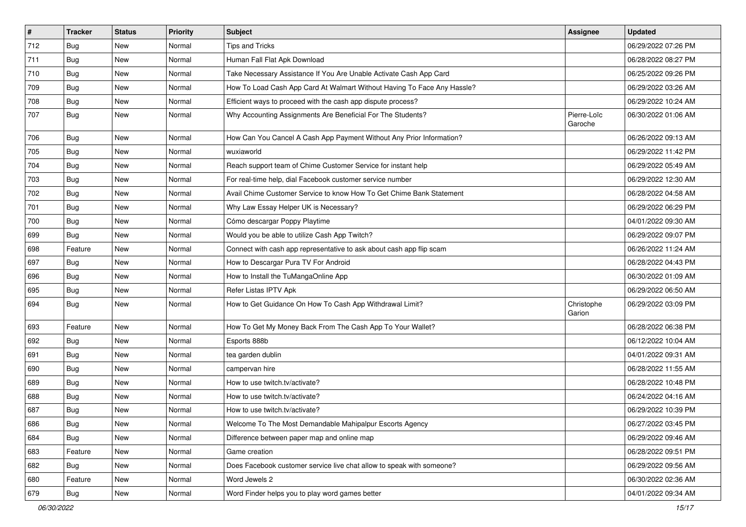| # | Tracker | Status | Priority | Subject | Assignee | Updated |
|---|---|---|---|---|---|---|
| 712 | Bug | New | Normal | Tips and Tricks | | 06/29/2022 07:26 PM |
| 711 | Bug | New | Normal | Human Fall Flat Apk Download | | 06/28/2022 08:27 PM |
| 710 | Bug | New | Normal | Take Necessary Assistance If You Are Unable Activate Cash App Card | | 06/25/2022 09:26 PM |
| 709 | Bug | New | Normal | How To Load Cash App Card At Walmart Without Having To Face Any Hassle? | | 06/29/2022 03:26 AM |
| 708 | Bug | New | Normal | Efficient ways to proceed with the cash app dispute process? | | 06/29/2022 10:24 AM |
| 707 | Bug | New | Normal | Why Accounting Assignments Are Beneficial For The Students? | Pierre-Loïc Garoche | 06/30/2022 01:06 AM |
| 706 | Bug | New | Normal | How Can You Cancel A Cash App Payment Without Any Prior Information? | | 06/26/2022 09:13 AM |
| 705 | Bug | New | Normal | wuxiaworld | | 06/29/2022 11:42 PM |
| 704 | Bug | New | Normal | Reach support team of Chime Customer Service for instant help | | 06/29/2022 05:49 AM |
| 703 | Bug | New | Normal | For real-time help, dial Facebook customer service number | | 06/29/2022 12:30 AM |
| 702 | Bug | New | Normal | Avail Chime Customer Service to know How To Get Chime Bank Statement | | 06/28/2022 04:58 AM |
| 701 | Bug | New | Normal | Why Law Essay Helper UK is Necessary? | | 06/29/2022 06:29 PM |
| 700 | Bug | New | Normal | Cómo descargar Poppy Playtime | | 04/01/2022 09:30 AM |
| 699 | Bug | New | Normal | Would you be able to utilize Cash App Twitch? | | 06/29/2022 09:07 PM |
| 698 | Feature | New | Normal | Connect with cash app representative to ask about cash app flip scam | | 06/26/2022 11:24 AM |
| 697 | Bug | New | Normal | How to Descargar Pura TV For Android | | 06/28/2022 04:43 PM |
| 696 | Bug | New | Normal | How to Install the TuMangaOnline App | | 06/30/2022 01:09 AM |
| 695 | Bug | New | Normal | Refer Listas IPTV Apk | | 06/29/2022 06:50 AM |
| 694 | Bug | New | Normal | How to Get Guidance On How To Cash App Withdrawal Limit? | Christophe Garion | 06/29/2022 03:09 PM |
| 693 | Feature | New | Normal | How To Get My Money Back From The Cash App To Your Wallet? | | 06/28/2022 06:38 PM |
| 692 | Bug | New | Normal | Esports 888b | | 06/12/2022 10:04 AM |
| 691 | Bug | New | Normal | tea garden dublin | | 04/01/2022 09:31 AM |
| 690 | Bug | New | Normal | campervan hire | | 06/28/2022 11:55 AM |
| 689 | Bug | New | Normal | How to use twitch.tv/activate? | | 06/28/2022 10:48 PM |
| 688 | Bug | New | Normal | How to use twitch.tv/activate? | | 06/24/2022 04:16 AM |
| 687 | Bug | New | Normal | How to use twitch.tv/activate? | | 06/29/2022 10:39 PM |
| 686 | Bug | New | Normal | Welcome To The Most Demandable Mahipalpur Escorts Agency | | 06/27/2022 03:45 PM |
| 684 | Bug | New | Normal | Difference between paper map and online map | | 06/29/2022 09:46 AM |
| 683 | Feature | New | Normal | Game creation | | 06/28/2022 09:51 PM |
| 682 | Bug | New | Normal | Does Facebook customer service live chat allow to speak with someone? | | 06/29/2022 09:56 AM |
| 680 | Feature | New | Normal | Word Jewels 2 | | 06/30/2022 02:36 AM |
| 679 | Bug | New | Normal | Word Finder helps you to play word games better | | 04/01/2022 09:34 AM |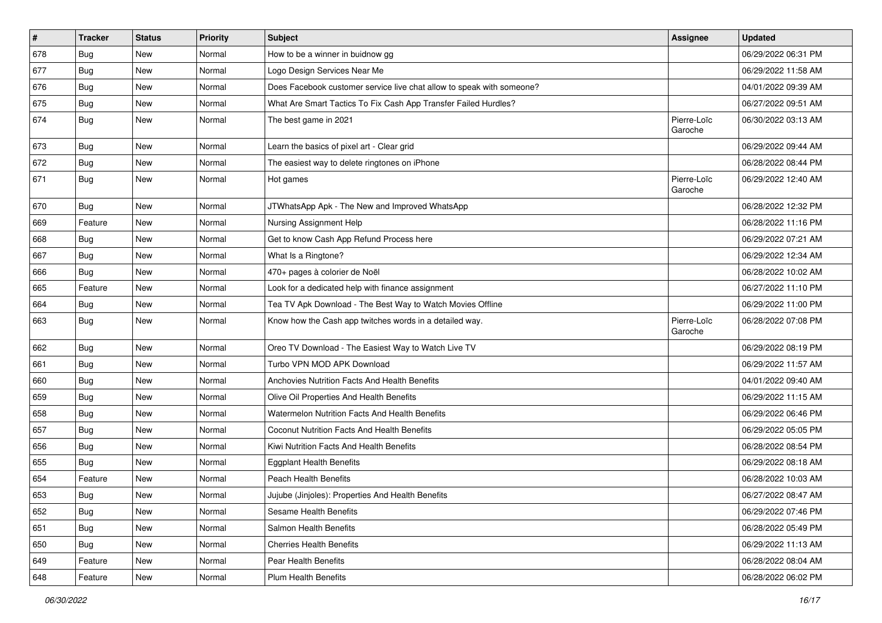| # | Tracker | Status | Priority | Subject | Assignee | Updated |
|---|---|---|---|---|---|---|
| 678 | Bug | New | Normal | How to be a winner in buidnow gg | | 06/29/2022 06:31 PM |
| 677 | Bug | New | Normal | Logo Design Services Near Me | | 06/29/2022 11:58 AM |
| 676 | Bug | New | Normal | Does Facebook customer service live chat allow to speak with someone? | | 04/01/2022 09:39 AM |
| 675 | Bug | New | Normal | What Are Smart Tactics To Fix Cash App Transfer Failed Hurdles? | | 06/27/2022 09:51 AM |
| 674 | Bug | New | Normal | The best game in 2021 | Pierre-Loïc Garoche | 06/30/2022 03:13 AM |
| 673 | Bug | New | Normal | Learn the basics of pixel art - Clear grid | | 06/29/2022 09:44 AM |
| 672 | Bug | New | Normal | The easiest way to delete ringtones on iPhone | | 06/28/2022 08:44 PM |
| 671 | Bug | New | Normal | Hot games | Pierre-Loïc Garoche | 06/29/2022 12:40 AM |
| 670 | Bug | New | Normal | JTWhatsApp Apk - The New and Improved WhatsApp | | 06/28/2022 12:32 PM |
| 669 | Feature | New | Normal | Nursing Assignment Help | | 06/28/2022 11:16 PM |
| 668 | Bug | New | Normal | Get to know Cash App Refund Process here | | 06/29/2022 07:21 AM |
| 667 | Bug | New | Normal | What Is a Ringtone? | | 06/29/2022 12:34 AM |
| 666 | Bug | New | Normal | 470+ pages à colorier de Noël | | 06/28/2022 10:02 AM |
| 665 | Feature | New | Normal | Look for a dedicated help with finance assignment | | 06/27/2022 11:10 PM |
| 664 | Bug | New | Normal | Tea TV Apk Download - The Best Way to Watch Movies Offline | | 06/29/2022 11:00 PM |
| 663 | Bug | New | Normal | Know how the Cash app twitches words in a detailed way. | Pierre-Loïc Garoche | 06/28/2022 07:08 PM |
| 662 | Bug | New | Normal | Oreo TV Download - The Easiest Way to Watch Live TV | | 06/29/2022 08:19 PM |
| 661 | Bug | New | Normal | Turbo VPN MOD APK Download | | 06/29/2022 11:57 AM |
| 660 | Bug | New | Normal | Anchovies Nutrition Facts And Health Benefits | | 04/01/2022 09:40 AM |
| 659 | Bug | New | Normal | Olive Oil Properties And Health Benefits | | 06/29/2022 11:15 AM |
| 658 | Bug | New | Normal | Watermelon Nutrition Facts And Health Benefits | | 06/29/2022 06:46 PM |
| 657 | Bug | New | Normal | Coconut Nutrition Facts And Health Benefits | | 06/29/2022 05:05 PM |
| 656 | Bug | New | Normal | Kiwi Nutrition Facts And Health Benefits | | 06/28/2022 08:54 PM |
| 655 | Bug | New | Normal | Eggplant Health Benefits | | 06/29/2022 08:18 AM |
| 654 | Feature | New | Normal | Peach Health Benefits | | 06/28/2022 10:03 AM |
| 653 | Bug | New | Normal | Jujube (Jinjoles): Properties And Health Benefits | | 06/27/2022 08:47 AM |
| 652 | Bug | New | Normal | Sesame Health Benefits | | 06/29/2022 07:46 PM |
| 651 | Bug | New | Normal | Salmon Health Benefits | | 06/28/2022 05:49 PM |
| 650 | Bug | New | Normal | Cherries Health Benefits | | 06/29/2022 11:13 AM |
| 649 | Feature | New | Normal | Pear Health Benefits | | 06/28/2022 08:04 AM |
| 648 | Feature | New | Normal | Plum Health Benefits | | 06/28/2022 06:02 PM |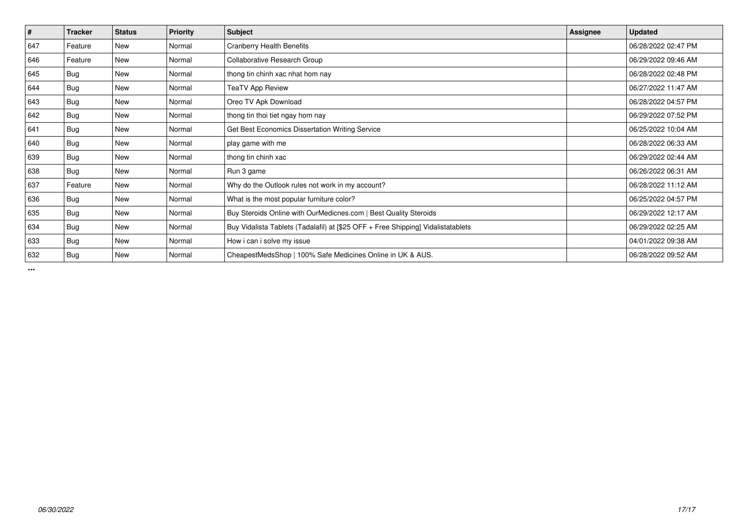| # | Tracker | Status | Priority | Subject | Assignee | Updated |
|---|---|---|---|---|---|---|
| 647 | Feature | New | Normal | Cranberry Health Benefits | | 06/28/2022 02:47 PM |
| 646 | Feature | New | Normal | Collaborative Research Group | | 06/29/2022 09:46 AM |
| 645 | Bug | New | Normal | thong tin chinh xac nhat hom nay | | 06/28/2022 02:48 PM |
| 644 | Bug | New | Normal | TeaTV App Review | | 06/27/2022 11:47 AM |
| 643 | Bug | New | Normal | Oreo TV Apk Download | | 06/28/2022 04:57 PM |
| 642 | Bug | New | Normal | thong tin thoi tiet ngay hom nay | | 06/29/2022 07:52 PM |
| 641 | Bug | New | Normal | Get Best Economics Dissertation Writing Service | | 06/25/2022 10:04 AM |
| 640 | Bug | New | Normal | play game with me | | 06/28/2022 06:33 AM |
| 639 | Bug | New | Normal | thong tin chinh xac | | 06/29/2022 02:44 AM |
| 638 | Bug | New | Normal | Run 3 game | | 06/26/2022 06:31 AM |
| 637 | Feature | New | Normal | Why do the Outlook rules not work in my account? | | 06/28/2022 11:12 AM |
| 636 | Bug | New | Normal | What is the most popular furniture color? | | 06/25/2022 04:57 PM |
| 635 | Bug | New | Normal | Buy Steroids Online with OurMedicnes.com \| Best Quality Steroids | | 06/29/2022 12:17 AM |
| 634 | Bug | New | Normal | Buy Vidalista Tablets (Tadalafil) at [$25 OFF + Free Shipping] Vidalistatablets | | 06/29/2022 02:25 AM |
| 633 | Bug | New | Normal | How i can i solve my issue | | 04/01/2022 09:38 AM |
| 632 | Bug | New | Normal | CheapestMedsShop \| 100% Safe Medicines Online in UK & AUS. | | 06/28/2022 09:52 AM |

...